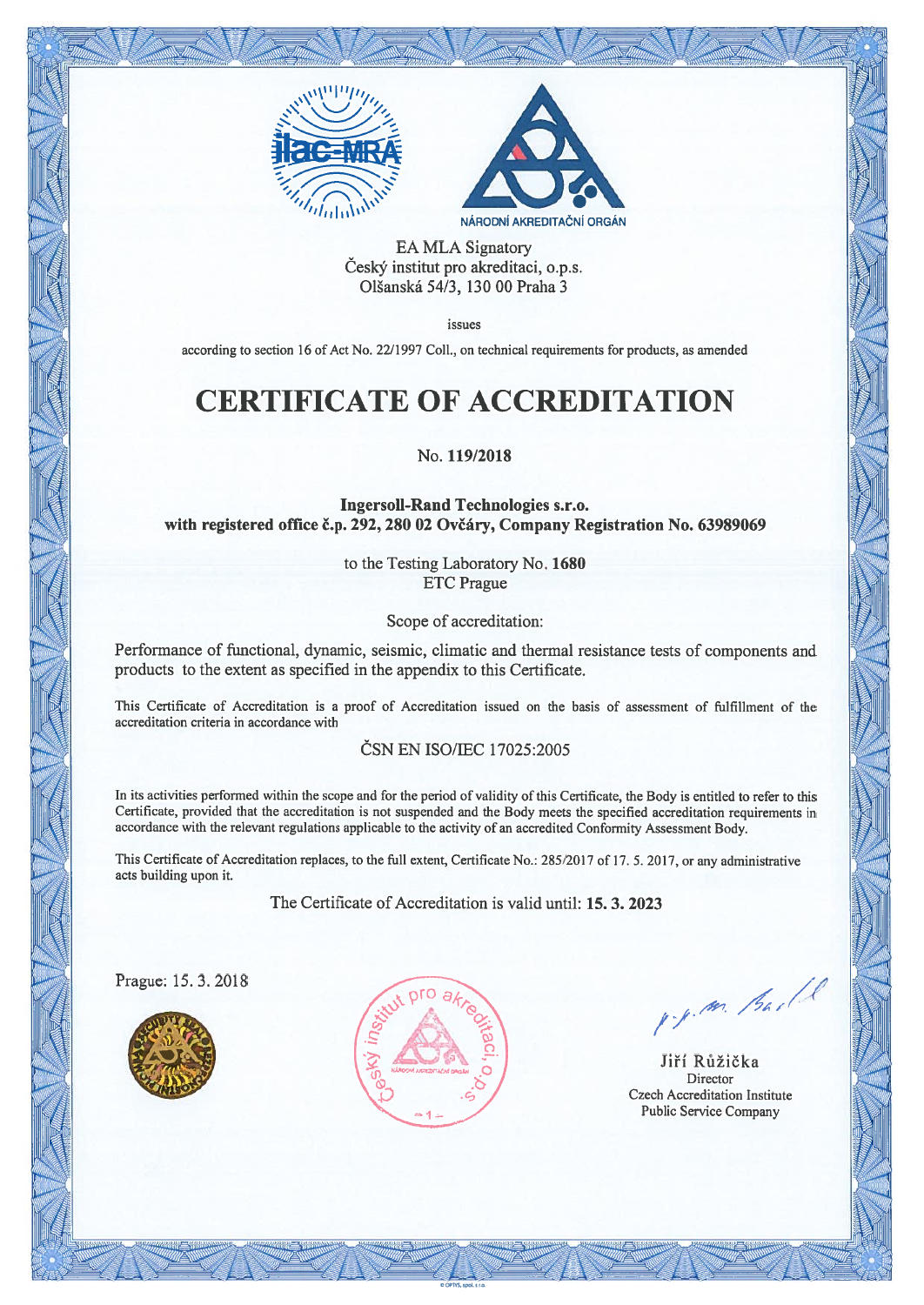NÁRODNÍ AKREDITAČNÍ ORGÁN

EA MLA Signatory
Český institut pro akreditaci, o.p.s.
Olšanská 54/3, 130 00 Praha 3

issues

according to section 16 of Act No. 22/1997 Coll., on technical requirements for products, as amended

# CERTIFICATE OF ACCREDITATION

No. **119/2018**

**Ingersoll-Rand Technologies s.r.o.**
**with registered office č.p. 292, 280 02 Ovčáry, Company Registration No. 63989069**

to the Testing Laboratory No. **1680**
ETC Prague

Scope of accreditation:

Performance of functional, dynamic, seismic, climatic and thermal resistance tests of components and products to the extent as specified in the appendix to this Certificate.

This Certificate of Accreditation is a proof of Accreditation issued on the basis of assessment of fulfillment of the accreditation criteria in accordance with

ČSN EN ISO/IEC 17025:2005

In its activities performed within the scope and for the period of validity of this Certificate, the Body is entitled to refer to this Certificate, provided that the accreditation is not suspended and the Body meets the specified accreditation requirements in accordance with the relevant regulations applicable to the activity of an accredited Conformity Assessment Body.

This Certificate of Accreditation replaces, to the full extent, Certificate No.: 285/2017 of 17. 5. 2017, or any administrative acts building upon it.

The Certificate of Accreditation is valid until: **15. 3. 2023**

Prague: 15. 3. 2018

Český institut pro akreditaci, o.p.s. – 1 –

p.p. m. Bartl

Jiří Růžička
Director
Czech Accreditation Institute
Public Service Company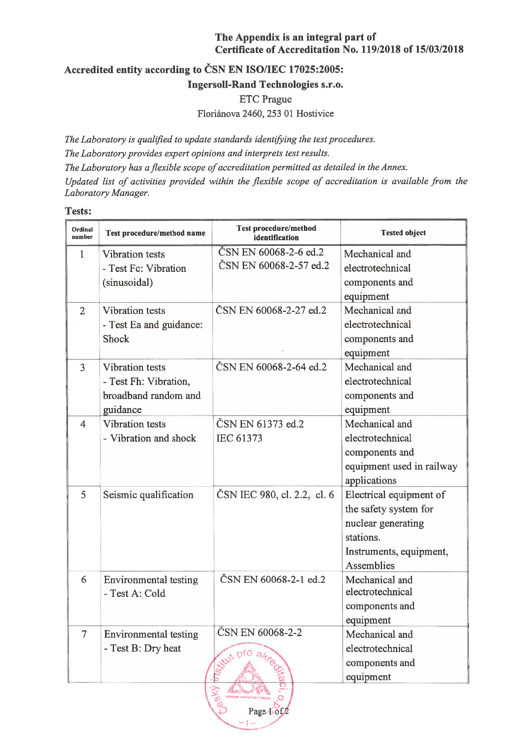**The Appendix is an integral part of**
**Certificate of Accreditation No. 119/2018 of 15/03/2018**

## Accredited entity according to ČSN EN ISO/IEC 17025:2005:

**Ingersoll-Rand Technologies s.r.o.**

ETC Prague

Floriánova 2460, 253 01 Hostivice

*The Laboratory is qualified to update standards identifying the test procedures.*
*The Laboratory provides expert opinions and interprets test results.*
*The Laboratory has a flexible scope of accreditation permitted as detailed in the Annex.*
*Updated list of activities provided within the flexible scope of accreditation is available from the Laboratory Manager.*

**Tests:**

| Ordinal number | Test procedure/method name | Test procedure/method identification | Tested object |
|---|---|---|---|
| 1 | Vibration tests - Test Fc: Vibration (sinusoidal) | ČSN EN 60068-2-6 ed.2 ČSN EN 60068-2-57 ed.2 | Mechanical and electrotechnical components and equipment |
| 2 | Vibration tests - Test Ea and guidance: Shock | ČSN EN 60068-2-27 ed.2 | Mechanical and electrotechnical components and equipment |
| 3 | Vibration tests - Test Fh: Vibration, broadband random and guidance | ČSN EN 60068-2-64 ed.2 | Mechanical and electrotechnical components and equipment |
| 4 | Vibration tests - Vibration and shock | ČSN EN 61373 ed.2 IEC 61373 | Mechanical and electrotechnical components and equipment used in railway applications |
| 5 | Seismic qualification | ČSN IEC 980, cl. 2.2, cl. 6 | Electrical equipment of the safety system for nuclear generating stations. Instruments, equipment, Assemblies |
| 6 | Environmental testing - Test A: Cold | ČSN EN 60068-2-1 ed.2 | Mechanical and electrotechnical components and equipment |
| 7 | Environmental testing - Test B: Dry heat | ČSN EN 60068-2-2 | Mechanical and electrotechnical components and equipment |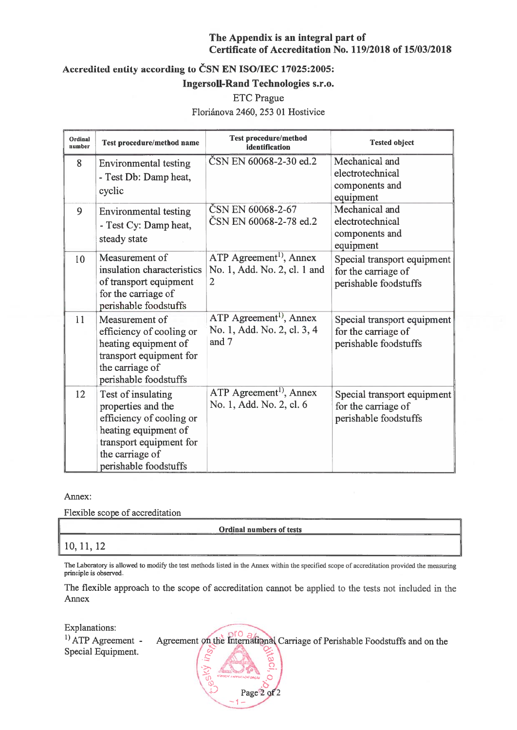**The Appendix is an integral part of Certificate of Accreditation No. 119/2018 of 15/03/2018**

**Accredited entity according to ČSN EN ISO/IEC 17025:2005:**

**Ingersoll-Rand Technologies s.r.o.**

ETC Prague

Floriánova 2460, 253 01 Hostivice

| Ordinal number | Test procedure/method name | Test procedure/method identification | Tested object |
|---|---|---|---|
| 8 | Environmental testing - Test Db: Damp heat, cyclic | ČSN EN 60068-2-30 ed.2 | Mechanical and electrotechnical components and equipment |
| 9 | Environmental testing - Test Cy: Damp heat, steady state | ČSN EN 60068-2-67<br>ČSN EN 60068-2-78 ed.2 | Mechanical and electrotechnical components and equipment |
| 10 | Measurement of insulation characteristics of transport equipment for the carriage of perishable foodstuffs | ATP Agreement[1)], Annex No. 1, Add. No. 2, cl. 1 and 2 | Special transport equipment for the carriage of perishable foodstuffs |
| 11 | Measurement of efficiency of cooling or heating equipment of transport equipment for the carriage of perishable foodstuffs | ATP Agreement[1)], Annex No. 1, Add. No. 2, cl. 3, 4 and 7 | Special transport equipment for the carriage of perishable foodstuffs |
| 12 | Test of insulating properties and the efficiency of cooling or heating equipment of transport equipment for the carriage of perishable foodstuffs | ATP Agreement[1)], Annex No. 1, Add. No. 2, cl. 6 | Special transport equipment for the carriage of perishable foodstuffs |

Annex:

Flexible scope of accreditation

| Ordinal numbers of tests |
|---|
| 10, 11, 12 |

The Laboratory is allowed to modify the test methods listed in the Annex within the specified scope of accreditation provided the measuring principle is observed.

The flexible approach to the scope of accreditation cannot be applied to the tests not included in the Annex

Explanations:

[1)] ATP Agreement - Agreement on the International Carriage of Perishable Foodstuffs and on the Special Equipment.

-1-